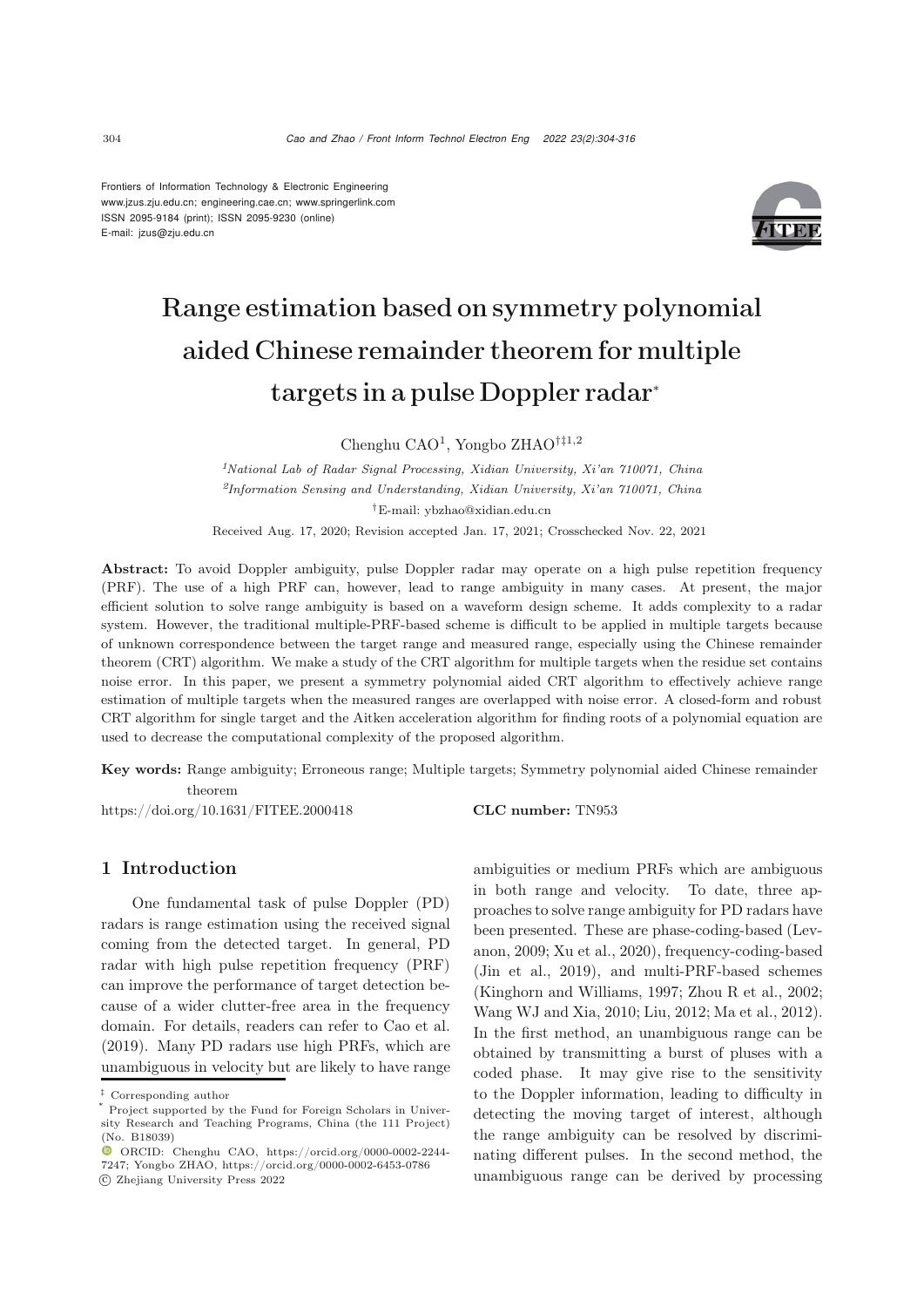Frontiers of Information Technology & Electronic Engineering
www.jzus.zju.edu.cn; engineering.cae.cn; www.springerlink.com
ISSN 2095-9184 (print); ISSN 2095-9230 (online)
E-mail: jzus@zju.edu.cn

# Range estimation based on symmetry polynomial aided Chinese remainder theorem for multiple targets in a pulse Doppler radar*

Chenghu CAO[1], Yongbo ZHAO[†‡1,2]

[1]*National Lab of Radar Signal Processing, Xidian University, Xi'an 710071, China*
[2]*Information Sensing and Understanding, Xidian University, Xi'an 710071, China*
[†]E-mail: ybzhao@xidian.edu.cn

Received Aug. 17, 2020; Revision accepted Jan. 17, 2021; Crosschecked Nov. 22, 2021

**Abstract:** To avoid Doppler ambiguity, pulse Doppler radar may operate on a high pulse repetition frequency (PRF). The use of a high PRF can, however, lead to range ambiguity in many cases. At present, the major efficient solution to solve range ambiguity is based on a waveform design scheme. It adds complexity to a radar system. However, the traditional multiple-PRF-based scheme is difficult to be applied in multiple targets because of unknown correspondence between the target range and measured range, especially using the Chinese remainder theorem (CRT) algorithm. We make a study of the CRT algorithm for multiple targets when the residue set contains noise error. In this paper, we present a symmetry polynomial aided CRT algorithm to effectively achieve range estimation of multiple targets when the measured ranges are overlapped with noise error. A closed-form and robust CRT algorithm for single target and the Aitken acceleration algorithm for finding roots of a polynomial equation are used to decrease the computational complexity of the proposed algorithm.

**Key words:** Range ambiguity; Erroneous range; Multiple targets; Symmetry polynomial aided Chinese remainder theorem

https://doi.org/10.1631/FITEE.2000418 **CLC number:** TN953

## 1 Introduction

One fundamental task of pulse Doppler (PD) radars is range estimation using the received signal coming from the detected target. In general, PD radar with high pulse repetition frequency (PRF) can improve the performance of target detection because of a wider clutter-free area in the frequency domain. For details, readers can refer to Cao et al. (2019). Many PD radars use high PRFs, which are unambiguous in velocity but are likely to have range ambiguities or medium PRFs which are ambiguous in both range and velocity. To date, three approaches to solve range ambiguity for PD radars have been presented. These are phase-coding-based (Levanon, 2009; Xu et al., 2020), frequency-coding-based (Jin et al., 2019), and multi-PRF-based schemes (Kinghorn and Williams, 1997; Zhou R et al., 2002; Wang WJ and Xia, 2010; Liu, 2012; Ma et al., 2012). In the first method, an unambiguous range can be obtained by transmitting a burst of pluses with a coded phase. It may give rise to the sensitivity to the Doppler information, leading to difficulty in detecting the moving target of interest, although the range ambiguity can be resolved by discriminating different pulses. In the second method, the unambiguous range can be derived by processing

---

[‡] Corresponding author
[*] Project supported by the Fund for Foreign Scholars in University Research and Teaching Programs, China (the 111 Project) (No. B18039)
ORCID: Chenghu CAO, https://orcid.org/0000-0002-2244-7247; Yongbo ZHAO, https://orcid.org/0000-0002-6453-0786
© Zhejiang University Press 2022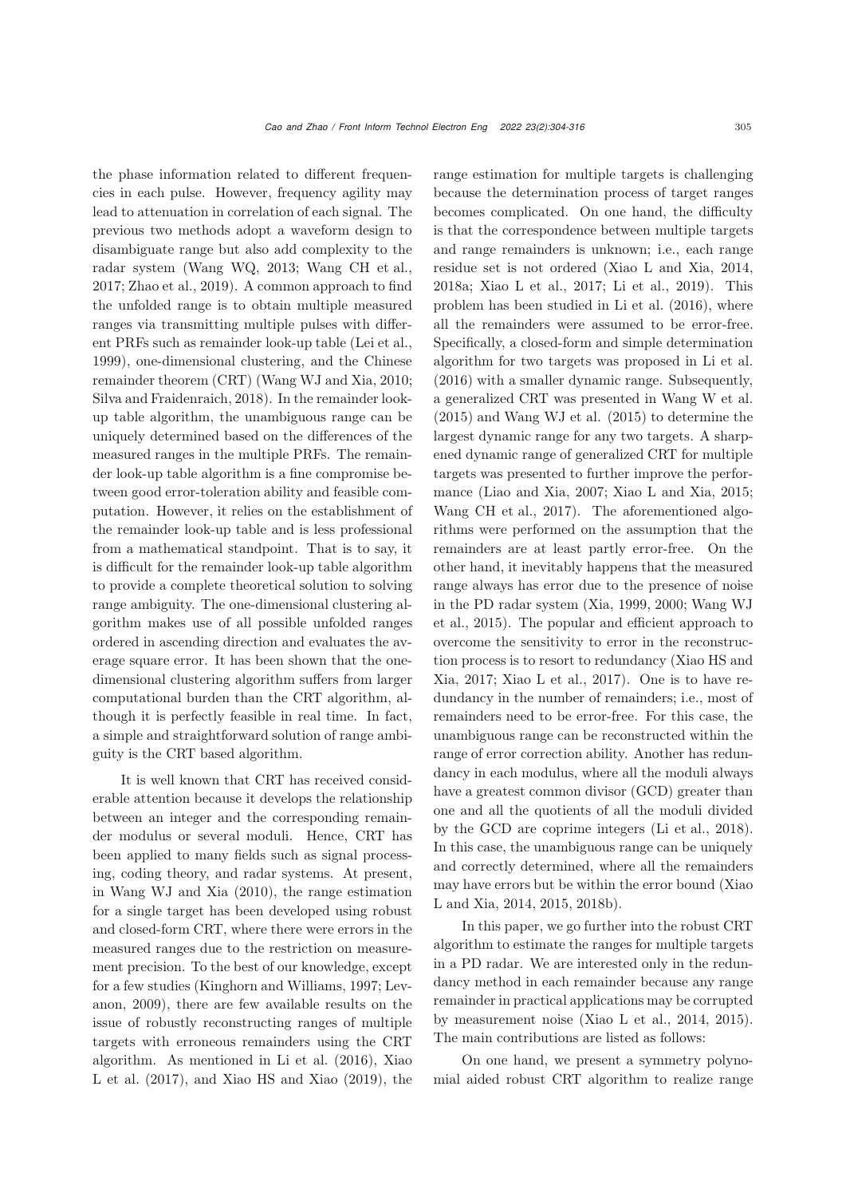the phase information related to different frequencies in each pulse. However, frequency agility may lead to attenuation in correlation of each signal. The previous two methods adopt a waveform design to disambiguate range but also add complexity to the radar system (Wang WQ, 2013; Wang CH et al., 2017; Zhao et al., 2019). A common approach to find the unfolded range is to obtain multiple measured ranges via transmitting multiple pulses with different PRFs such as remainder look-up table (Lei et al., 1999), one-dimensional clustering, and the Chinese remainder theorem (CRT) (Wang WJ and Xia, 2010; Silva and Fraidenraich, 2018). In the remainder look-up table algorithm, the unambiguous range can be uniquely determined based on the differences of the measured ranges in the multiple PRFs. The remainder look-up table algorithm is a fine compromise between good error-toleration ability and feasible computation. However, it relies on the establishment of the remainder look-up table and is less professional from a mathematical standpoint. That is to say, it is difficult for the remainder look-up table algorithm to provide a complete theoretical solution to solving range ambiguity. The one-dimensional clustering algorithm makes use of all possible unfolded ranges ordered in ascending direction and evaluates the average square error. It has been shown that the one-dimensional clustering algorithm suffers from larger computational burden than the CRT algorithm, although it is perfectly feasible in real time. In fact, a simple and straightforward solution of range ambiguity is the CRT based algorithm.

It is well known that CRT has received considerable attention because it develops the relationship between an integer and the corresponding remainder modulus or several moduli. Hence, CRT has been applied to many fields such as signal processing, coding theory, and radar systems. At present, in Wang WJ and Xia (2010), the range estimation for a single target has been developed using robust and closed-form CRT, where there were errors in the measured ranges due to the restriction on measurement precision. To the best of our knowledge, except for a few studies (Kinghorn and Williams, 1997; Levanon, 2009), there are few available results on the issue of robustly reconstructing ranges of multiple targets with erroneous remainders using the CRT algorithm. As mentioned in Li et al. (2016), Xiao L et al. (2017), and Xiao HS and Xiao (2019), the range estimation for multiple targets is challenging because the determination process of target ranges becomes complicated. On one hand, the difficulty is that the correspondence between multiple targets and range remainders is unknown; i.e., each range residue set is not ordered (Xiao L and Xia, 2014, 2018a; Xiao L et al., 2017; Li et al., 2019). This problem has been studied in Li et al. (2016), where all the remainders were assumed to be error-free. Specifically, a closed-form and simple determination algorithm for two targets was proposed in Li et al. (2016) with a smaller dynamic range. Subsequently, a generalized CRT was presented in Wang W et al. (2015) and Wang WJ et al. (2015) to determine the largest dynamic range for any two targets. A sharpened dynamic range of generalized CRT for multiple targets was presented to further improve the performance (Liao and Xia, 2007; Xiao L and Xia, 2015; Wang CH et al., 2017). The aforementioned algorithms were performed on the assumption that the remainders are at least partly error-free. On the other hand, it inevitably happens that the measured range always has error due to the presence of noise in the PD radar system (Xia, 1999, 2000; Wang WJ et al., 2015). The popular and efficient approach to overcome the sensitivity to error in the reconstruction process is to resort to redundancy (Xiao HS and Xia, 2017; Xiao L et al., 2017). One is to have redundancy in the number of remainders; i.e., most of remainders need to be error-free. For this case, the unambiguous range can be reconstructed within the range of error correction ability. Another has redundancy in each modulus, where all the moduli always have a greatest common divisor (GCD) greater than one and all the quotients of all the moduli divided by the GCD are coprime integers (Li et al., 2018). In this case, the unambiguous range can be uniquely and correctly determined, where all the remainders may have errors but be within the error bound (Xiao L and Xia, 2014, 2015, 2018b).

In this paper, we go further into the robust CRT algorithm to estimate the ranges for multiple targets in a PD radar. We are interested only in the redundancy method in each remainder because any range remainder in practical applications may be corrupted by measurement noise (Xiao L et al., 2014, 2015). The main contributions are listed as follows:

On one hand, we present a symmetry polynomial aided robust CRT algorithm to realize range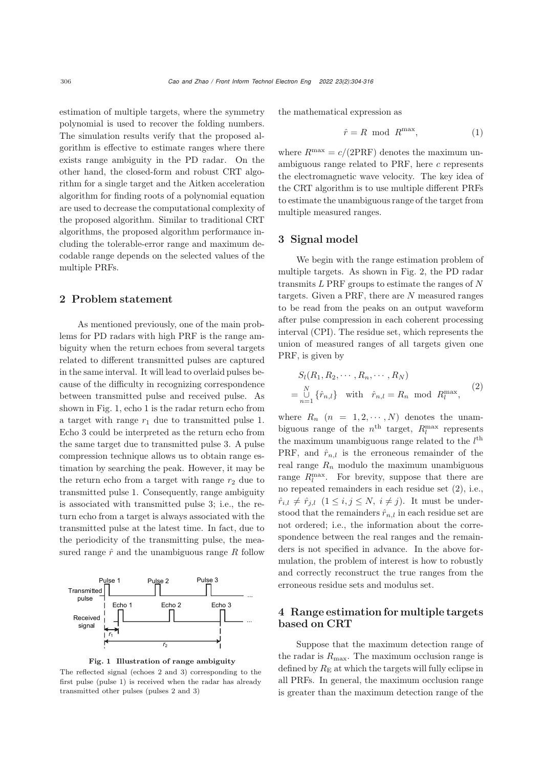estimation of multiple targets, where the symmetry polynomial is used to recover the folding numbers. The simulation results verify that the proposed algorithm is effective to estimate ranges where there exists range ambiguity in the PD radar. On the other hand, the closed-form and robust CRT algorithm for a single target and the Aitken acceleration algorithm for finding roots of a polynomial equation are used to decrease the computational complexity of the proposed algorithm. Similar to traditional CRT algorithms, the proposed algorithm performance including the tolerable-error range and maximum decodable range depends on the selected values of the multiple PRFs.

## 2 Problem statement

As mentioned previously, one of the main problems for PD radars with high PRF is the range ambiguity when the return echoes from several targets related to different transmitted pulses are captured in the same interval. It will lead to overlaid pulses because of the difficulty in recognizing correspondence between transmitted pulse and received pulse. As shown in Fig. 1, echo 1 is the radar return echo from a target with range $r_1$ due to transmitted pulse 1. Echo 3 could be interpreted as the return echo from the same target due to transmitted pulse 3. A pulse compression technique allows us to obtain range estimation by searching the peak. However, it may be the return echo from a target with range $r_2$ due to transmitted pulse 1. Consequently, range ambiguity is associated with transmitted pulse 3; i.e., the return echo from a target is always associated with the transmitted pulse at the latest time. In fact, due to the periodicity of the transmitting pulse, the measured range $\hat{r}$ and the unambiguous range $R$ follow the mathematical expression as

$$\hat{r} = R \mod R^{\max}, \tag{1}$$

where $R^{\max} = c/(2\text{PRF})$ denotes the maximum unambiguous range related to PRF, here $c$ represents the electromagnetic wave velocity. The key idea of the CRT algorithm is to use multiple different PRFs to estimate the unambiguous range of the target from multiple measured ranges.

**Fig. 1 Illustration of range ambiguity**

The reflected signal (echoes 2 and 3) corresponding to the first pulse (pulse 1) is received when the radar has already transmitted other pulses (pulses 2 and 3)

## 3 Signal model

We begin with the range estimation problem of multiple targets. As shown in Fig. 2, the PD radar transmits $L$ PRF groups to estimate the ranges of $N$ targets. Given a PRF, there are $N$ measured ranges to be read from the peaks on an output waveform after pulse compression in each coherent processing interval (CPI). The residue set, which represents the union of measured ranges of all targets given one PRF, is given by

$$\begin{aligned} & S_l(R_1, R_2, \cdots, R_n, \cdots, R_N) \\ & = \bigcup_{n=1}^{N} \{\hat{r}_{n,l}\} \quad \text{with} \quad \hat{r}_{n,l} = R_n \mod R_l^{\max}, \end{aligned} \tag{2}$$

where $R_n$ $(n = 1, 2, \cdots, N)$ denotes the unambiguous range of the $n^{\text{th}}$ target, $R_l^{\max}$ represents the maximum unambiguous range related to the $l^{\text{th}}$ PRF, and $\hat{r}_{n,l}$ is the erroneous remainder of the real range $R_n$ modulo the maximum unambiguous range $R_l^{\max}$. For brevity, suppose that there are no repeated remainders in each residue set (2), i.e., $\hat{r}_{i,l} \neq \hat{r}_{j,l}$ $(1 \leq i, j \leq N,\ i \neq j)$. It must be understood that the remainders $\hat{r}_{n,l}$ in each residue set are not ordered; i.e., the information about the correspondence between the real ranges and the remainders is not specified in advance. In the above formulation, the problem of interest is how to robustly and correctly reconstruct the true ranges from the erroneous residue sets and modulus set.

## 4 Range estimation for multiple targets based on CRT

Suppose that the maximum detection range of the radar is $R_{\max}$. The maximum occlusion range is defined by $R_{\text{E}}$ at which the targets will fully eclipse in all PRFs. In general, the maximum occlusion range is greater than the maximum detection range of the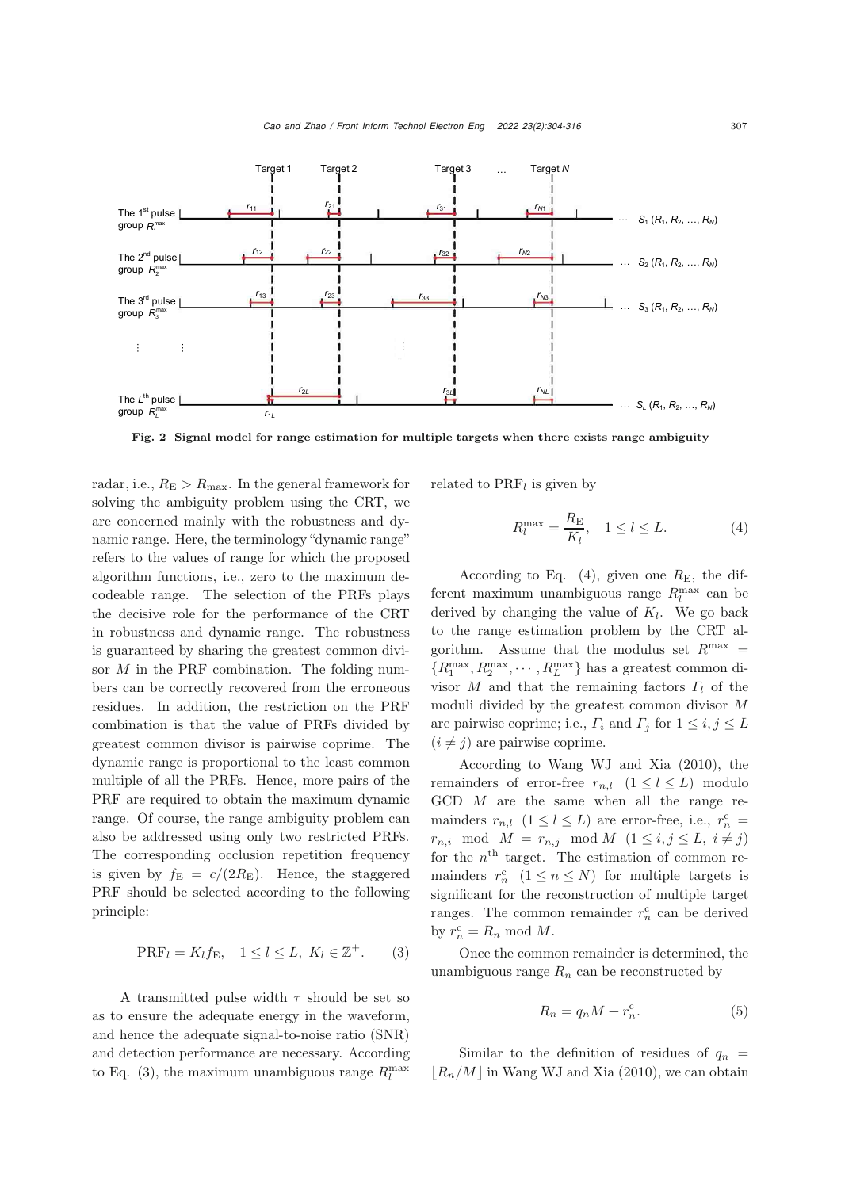Fig. 2 Signal model for range estimation for multiple targets when there exists range ambiguity

radar, i.e., $R_{\rm E} > R_{\max}$. In the general framework for solving the ambiguity problem using the CRT, we are concerned mainly with the robustness and dynamic range. Here, the terminology "dynamic range" refers to the values of range for which the proposed algorithm functions, i.e., zero to the maximum decodeable range. The selection of the PRFs plays the decisive role for the performance of the CRT in robustness and dynamic range. The robustness is guaranteed by sharing the greatest common divisor $M$ in the PRF combination. The folding numbers can be correctly recovered from the erroneous residues. In addition, the restriction on the PRF combination is that the value of PRFs divided by greatest common divisor is pairwise coprime. The dynamic range is proportional to the least common multiple of all the PRFs. Hence, more pairs of the PRF are required to obtain the maximum dynamic range. Of course, the range ambiguity problem can also be addressed using only two restricted PRFs. The corresponding occlusion repetition frequency is given by $f_{\rm E} = c/(2R_{\rm E})$. Hence, the staggered PRF should be selected according to the following principle:

$$\mathrm{PRF}_l = K_l f_{\rm E}, \quad 1 \le l \le L,\ K_l \in \mathbb{Z}^+. \tag{3}$$

A transmitted pulse width $\tau$ should be set so as to ensure the adequate energy in the waveform, and hence the adequate signal-to-noise ratio (SNR) and detection performance are necessary. According to Eq. (3), the maximum unambiguous range $R_l^{\max}$ related to $\mathrm{PRF}_l$ is given by

$$R_l^{\max} = \frac{R_{\rm E}}{K_l}, \quad 1 \le l \le L. \tag{4}$$

According to Eq. (4), given one $R_{\rm E}$, the different maximum unambiguous range $R_l^{\max}$ can be derived by changing the value of $K_l$. We go back to the range estimation problem by the CRT algorithm. Assume that the modulus set $R^{\max} = \{R_1^{\max}, R_2^{\max}, \cdots, R_L^{\max}\}$ has a greatest common divisor $M$ and that the remaining factors $\Gamma_l$ of the moduli divided by the greatest common divisor $M$ are pairwise coprime; i.e., $\Gamma_i$ and $\Gamma_j$ for $1 \le i, j \le L$ $(i \ne j)$ are pairwise coprime.

According to Wang WJ and Xia (2010), the remainders of error-free $r_{n,l}$ $(1 \le l \le L)$ modulo GCD $M$ are the same when all the range remainders $r_{n,l}$ $(1 \le l \le L)$ are error-free, i.e., $r_n^{\rm c} = r_{n,i} \bmod M = r_{n,j} \bmod M$ $(1 \le i, j \le L,\ i \ne j)$ for the $n^{\rm th}$ target. The estimation of common remainders $r_n^{\rm c}$ $(1 \le n \le N)$ for multiple targets is significant for the reconstruction of multiple target ranges. The common remainder $r_n^{\rm c}$ can be derived by $r_n^{\rm c} = R_n \bmod M$.

Once the common remainder is determined, the unambiguous range $R_n$ can be reconstructed by

$$R_n = q_n M + r_n^{\rm c}. \tag{5}$$

Similar to the definition of residues of $q_n = \lfloor R_n / M \rfloor$ in Wang WJ and Xia (2010), we can obtain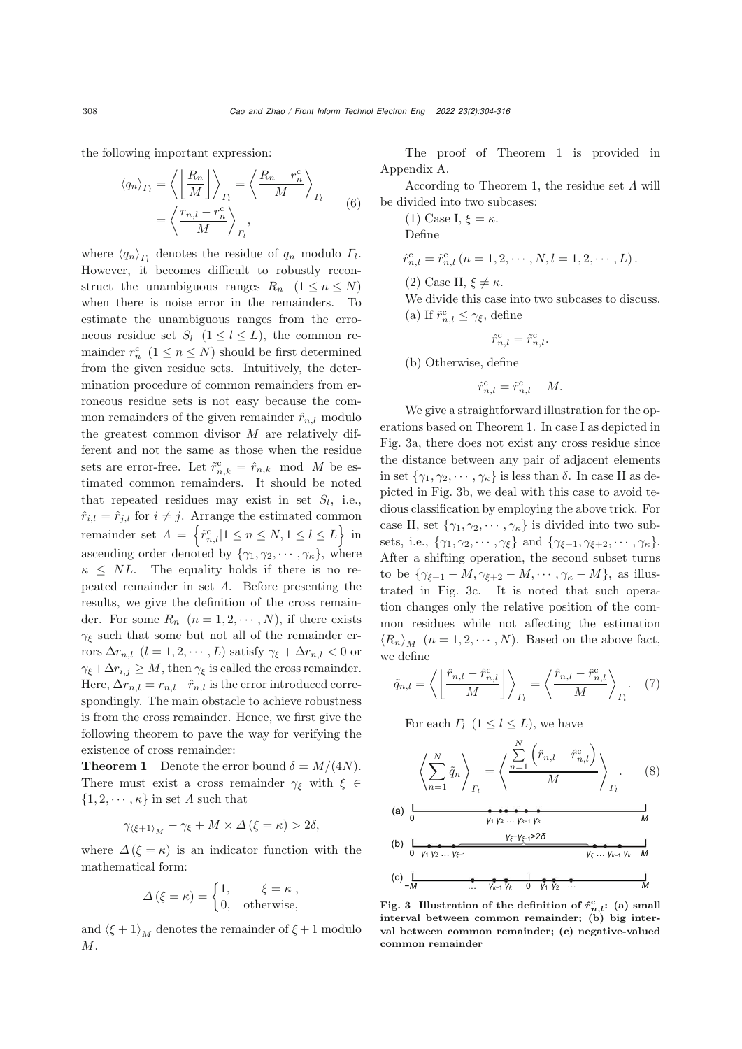the following important expression:

$$\langle q_n \rangle_{\Gamma_l} = \left\langle \left\lfloor \frac{R_n}{M} \right\rfloor \right\rangle_{\Gamma_l} = \left\langle \frac{R_n - r_n^{\mathrm{c}}}{M} \right\rangle_{\Gamma_l} = \left\langle \frac{r_{n,l} - r_n^{\mathrm{c}}}{M} \right\rangle_{\Gamma_l}, \tag{6}$$

where $\langle q_n \rangle_{\Gamma_l}$ denotes the residue of $q_n$ modulo $\Gamma_l$. However, it becomes difficult to robustly reconstruct the unambiguous ranges $R_n$ $(1 \le n \le N)$ when there is noise error in the remainders. To estimate the unambiguous ranges from the erroneous residue set $S_l$ $(1 \le l \le L)$, the common remainder $r_n^{\mathrm{c}}$ $(1 \le n \le N)$ should be first determined from the given residue sets. Intuitively, the determination procedure of common remainders from erroneous residue sets is not easy because the common remainders of the given remainder $\hat{r}_{n,l}$ modulo the greatest common divisor $M$ are relatively different and not the same as those when the residue sets are error-free. Let $\tilde{r}_{n,k}^{\mathrm{c}} = \hat{r}_{n,k} \mod M$ be estimated common remainders. It should be noted that repeated residues may exist in set $S_l$, i.e., $\hat{r}_{i,l} = \hat{r}_{j,l}$ for $i \ne j$. Arrange the estimated common remainder set $\Lambda = \left\{ \tilde{r}_{n,l}^{\mathrm{c}} | 1 \le n \le N, 1 \le l \le L \right\}$ in ascending order denoted by $\{\gamma_1, \gamma_2, \cdots, \gamma_\kappa\}$, where $\kappa \le NL$. The equality holds if there is no repeated remainder in set $\Lambda$. Before presenting the results, we give the definition of the cross remainder. For some $R_n$ $(n = 1, 2, \cdots, N)$, if there exists $\gamma_\xi$ such that some but not all of the remainder errors $\Delta r_{n,l}$ $(l = 1, 2, \cdots, L)$ satisfy $\gamma_\xi + \Delta r_{n,l} < 0$ or $\gamma_\xi + \Delta r_{i,j} \ge M$, then $\gamma_\xi$ is called the cross remainder. Here, $\Delta r_{n,l} = r_{n,l} - \hat{r}_{n,l}$ is the error introduced correspondingly. The main obstacle to achieve robustness is from the cross remainder. Hence, we first give the following theorem to pave the way for verifying the existence of cross remainder:

**Theorem 1** Denote the error bound $\delta = M/(4N)$. There must exist a cross remainder $\gamma_\xi$ with $\xi \in \{1, 2, \cdots, \kappa\}$ in set $\Lambda$ such that

$$\gamma_{\langle \xi+1 \rangle_M} - \gamma_\xi + M \times \Delta(\xi = \kappa) > 2\delta,$$

where $\Delta(\xi = \kappa)$ is an indicator function with the mathematical form:

$$\Delta(\xi = \kappa) = \begin{cases} 1, & \xi = \kappa, \\ 0, & \text{otherwise,} \end{cases}$$

and $\langle \xi + 1 \rangle_M$ denotes the remainder of $\xi + 1$ modulo $M$.

The proof of Theorem 1 is provided in Appendix A.

According to Theorem 1, the residue set $\Lambda$ will be divided into two subcases:

(1) Case I, $\xi = \kappa$.

Define

$$\hat{r}_{n,l}^{\mathrm{c}} = \tilde{r}_{n,l}^{\mathrm{c}} \; (n = 1, 2, \cdots, N, l = 1, 2, \cdots, L).$$

(2) Case II, $\xi \ne \kappa$.

We divide this case into two subcases to discuss.

(a) If $\tilde{r}_{n,l}^{\mathrm{c}} \le \gamma_\xi$, define

$$\hat{r}_{n,l}^{\mathrm{c}} = \tilde{r}_{n,l}^{\mathrm{c}}.$$

(b) Otherwise, define

$$\hat{r}_{n,l}^{\mathrm{c}} = \tilde{r}_{n,l}^{\mathrm{c}} - M.$$

We give a straightforward illustration for the operations based on Theorem 1. In case I as depicted in Fig. 3a, there does not exist any cross residue since the distance between any pair of adjacent elements in set $\{\gamma_1, \gamma_2, \cdots, \gamma_\kappa\}$ is less than $\delta$. In case II as depicted in Fig. 3b, we deal with this case to avoid tedious classification by employing the above trick. For case II, set $\{\gamma_1, \gamma_2, \cdots, \gamma_\kappa\}$ is divided into two subsets, i.e., $\{\gamma_1, \gamma_2, \cdots, \gamma_\xi\}$ and $\{\gamma_{\xi+1}, \gamma_{\xi+2}, \cdots, \gamma_\kappa\}$. After a shifting operation, the second subset turns to be $\{\gamma_{\xi+1} - M, \gamma_{\xi+2} - M, \cdots, \gamma_\kappa - M\}$, as illustrated in Fig. 3c. It is noted that such operation changes only the relative position of the common residues while not affecting the estimation $\langle R_n \rangle_M$ $(n = 1, 2, \cdots, N)$. Based on the above fact, we define

$$\tilde{q}_{n,l} = \left\langle \left\lfloor \frac{\hat{r}_{n,l} - \hat{r}_{n,l}^{\mathrm{c}}}{M} \right\rfloor \right\rangle_{\Gamma_l} = \left\langle \frac{\hat{r}_{n,l} - \hat{r}_{n,l}^{\mathrm{c}}}{M} \right\rangle_{\Gamma_l}. \tag{7}$$

For each $\Gamma_l$ $(1 \le l \le L)$, we have

$$\left\langle \sum_{n=1}^{N} \tilde{q}_n \right\rangle_{\Gamma_l} = \left\langle \frac{\sum_{n=1}^{N} \left( \hat{r}_{n,l} - \hat{r}_{n,l}^{\mathrm{c}} \right)}{M} \right\rangle_{\Gamma_l}. \tag{8}$$

**Fig. 3 Illustration of the definition of $\hat{r}_{n,l}^{\mathrm{c}}$: (a) small interval between common remainder; (b) big interval between common remainder; (c) negative-valued common remainder**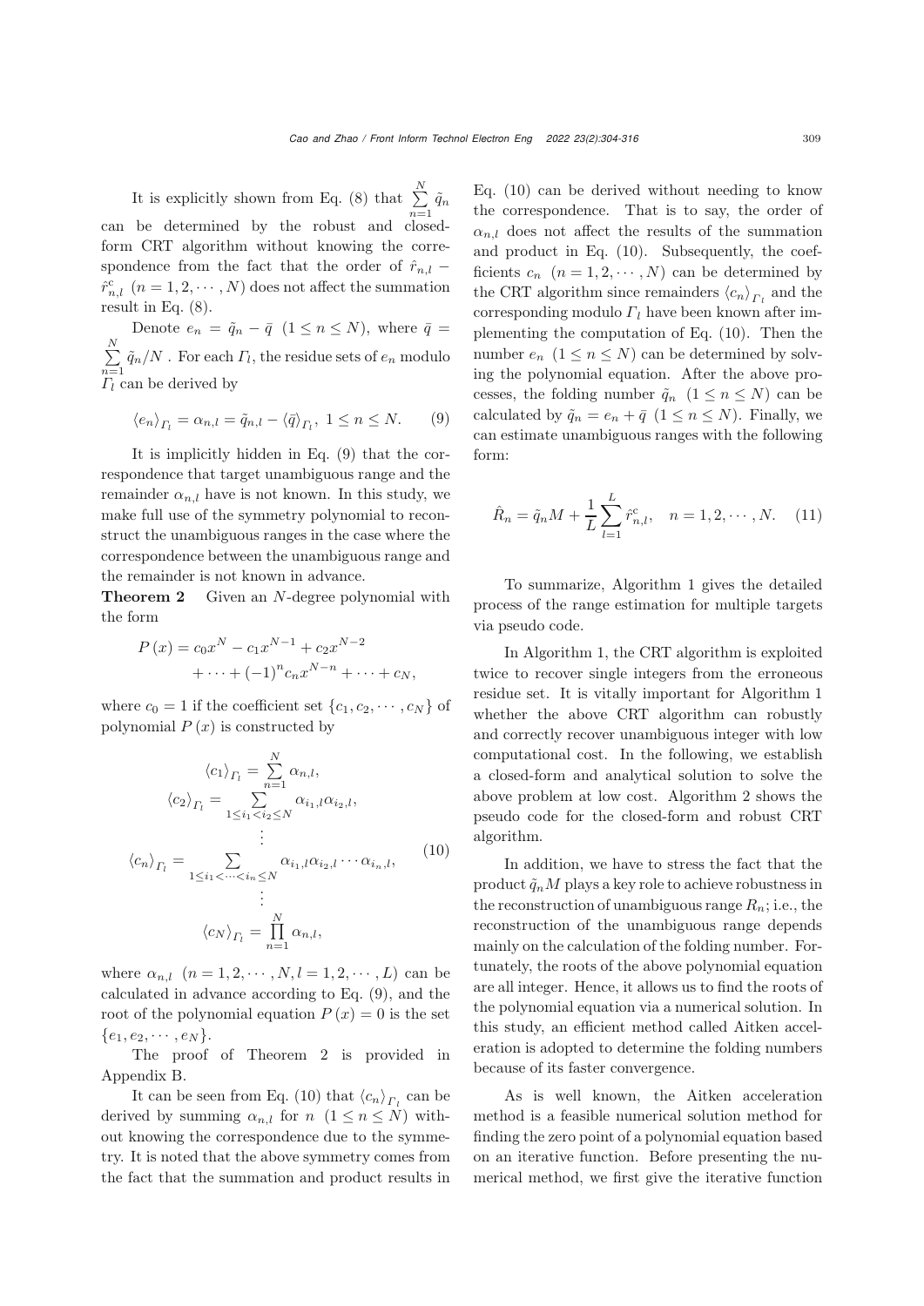It is explicitly shown from Eq. (8) that $\sum_{n=1}^{N}\tilde{q}_n$ can be determined by the robust and closed-form CRT algorithm without knowing the correspondence from the fact that the order of $\hat{r}_{n,l}-\hat{r}_{n,l}^{c}$ $(n=1,2,\cdots,N)$ does not affect the summation result in Eq. (8).

Denote $e_n=\tilde{q}_n-\bar{q}$ $(1\leq n\leq N)$, where $\bar{q}=\sum_{n=1}^{N}\tilde{q}_n/N$ . For each $\Gamma_l$, the residue sets of $e_n$ modulo $\Gamma_l$ can be derived by

$$
\langle e_n\rangle_{\Gamma_l}=\alpha_{n,l}=\tilde{q}_{n,l}-\langle\bar{q}\rangle_{\Gamma_l},\ 1\leq n\leq N. \tag{9}
$$

It is implicitly hidden in Eq. (9) that the correspondence that target unambiguous range and the remainder $\alpha_{n,l}$ have is not known. In this study, we make full use of the symmetry polynomial to reconstruct the unambiguous ranges in the case where the correspondence between the unambiguous range and the remainder is not known in advance.

**Theorem 2** Given an $N$-degree polynomial with the form

$$
\begin{aligned}
P(x)=&\,c_0x^N-c_1x^{N-1}+c_2x^{N-2}\\
&+\cdots+(-1)^nc_nx^{N-n}+\cdots+c_N,
\end{aligned}
$$

where $c_0=1$ if the coefficient set $\{c_1,c_2,\cdots,c_N\}$ of polynomial $P(x)$ is constructed by

$$
\begin{gathered}
\langle c_1\rangle_{\Gamma_l}=\sum_{n=1}^{N}\alpha_{n,l},\\
\langle c_2\rangle_{\Gamma_l}=\sum_{1\leq i_1<i_2\leq N}\alpha_{i_1,l}\alpha_{i_2,l},\\
\vdots\\
\langle c_n\rangle_{\Gamma_l}=\sum_{1\leq i_1<\cdots<i_n\leq N}\alpha_{i_1,l}\alpha_{i_2,l}\cdots\alpha_{i_n,l},\\
\vdots\\
\langle c_N\rangle_{\Gamma_l}=\prod_{n=1}^{N}\alpha_{n,l},
\end{gathered}
\tag{10}
$$

where $\alpha_{n,l}$ $(n=1,2,\cdots,N,l=1,2,\cdots,L)$ can be calculated in advance according to Eq. (9), and the root of the polynomial equation $P(x)=0$ is the set $\{e_1,e_2,\cdots,e_N\}$.

The proof of Theorem 2 is provided in Appendix B.

It can be seen from Eq. (10) that $\langle c_n\rangle_{\Gamma_l}$ can be derived by summing $\alpha_{n,l}$ for $n$ $(1\leq n\leq N)$ without knowing the correspondence due to the symmetry. It is noted that the above symmetry comes from the fact that the summation and product results in Eq. (10) can be derived without needing to know the correspondence. That is to say, the order of $\alpha_{n,l}$ does not affect the results of the summation and product in Eq. (10). Subsequently, the coefficients $c_n$ $(n=1,2,\cdots,N)$ can be determined by the CRT algorithm since remainders $\langle c_n\rangle_{\Gamma_l}$ and the corresponding modulo $\Gamma_l$ have been known after implementing the computation of Eq. (10). Then the number $e_n$ $(1\leq n\leq N)$ can be determined by solving the polynomial equation. After the above processes, the folding number $\tilde{q}_n$ $(1\leq n\leq N)$ can be calculated by $\tilde{q}_n=e_n+\bar{q}$ $(1\leq n\leq N)$. Finally, we can estimate unambiguous ranges with the following form:

$$
\hat{R}_n=\tilde{q}_nM+\frac{1}{L}\sum_{l=1}^{L}\hat{r}_{n,l}^{c},\quad n=1,2,\cdots,N. \tag{11}
$$

To summarize, Algorithm 1 gives the detailed process of the range estimation for multiple targets via pseudo code.

In Algorithm 1, the CRT algorithm is exploited twice to recover single integers from the erroneous residue set. It is vitally important for Algorithm 1 whether the above CRT algorithm can robustly and correctly recover unambiguous integer with low computational cost. In the following, we establish a closed-form and analytical solution to solve the above problem at low cost. Algorithm 2 shows the pseudo code for the closed-form and robust CRT algorithm.

In addition, we have to stress the fact that the product $\tilde{q}_nM$ plays a key role to achieve robustness in the reconstruction of unambiguous range $R_n$; i.e., the reconstruction of the unambiguous range depends mainly on the calculation of the folding number. Fortunately, the roots of the above polynomial equation are all integer. Hence, it allows us to find the roots of the polynomial equation via a numerical solution. In this study, an efficient method called Aitken acceleration is adopted to determine the folding numbers because of its faster convergence.

As is well known, the Aitken acceleration method is a feasible numerical solution method for finding the zero point of a polynomial equation based on an iterative function. Before presenting the numerical method, we first give the iterative function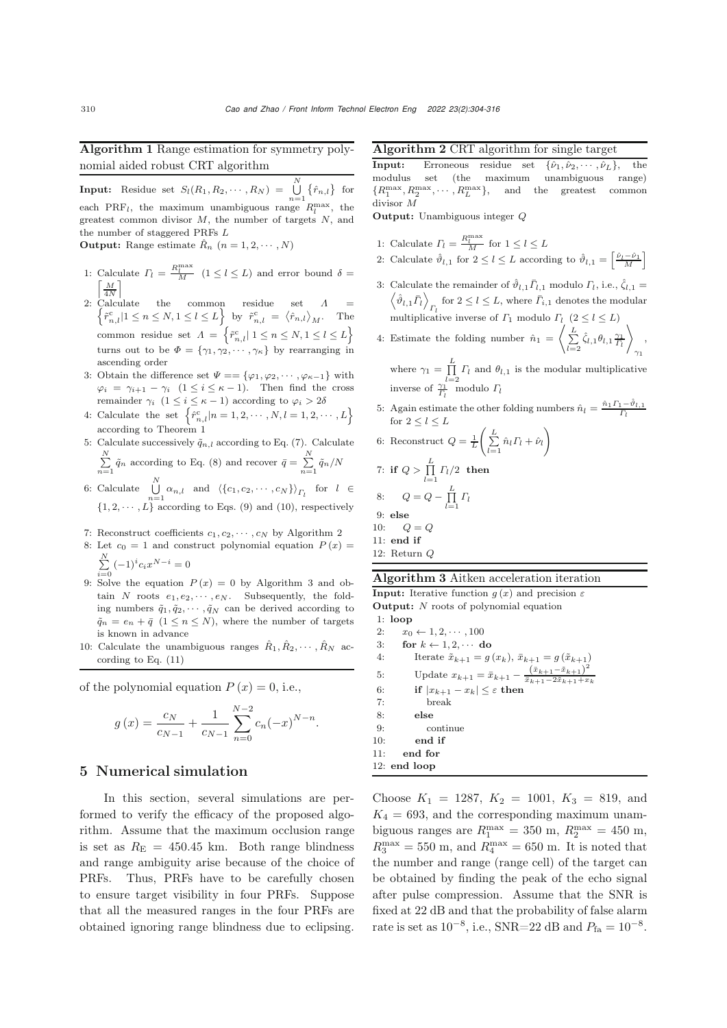**Algorithm 1** Range estimation for symmetry polynomial aided robust CRT algorithm

**Input:** Residue set $S_l(R_1, R_2, \cdots, R_N) = \bigcup_{n=1}^{N} \{\hat{r}_{n,l}\}$ for each PRF$_l$, the maximum unambiguous range $R_l^{\max}$, the greatest common divisor $M$, the number of targets $N$, and the number of staggered PRFs $L$

**Output:** Range estimate $\hat{R}_n$ $(n = 1, 2, \cdots, N)$

1: Calculate $\Gamma_l = \frac{R_l^{\max}}{M}$ $(1 \le l \le L)$ and error bound $\delta = \left[\frac{M}{4N}\right]$

2: Calculate the common residue set $\Lambda = \left\{\hat{r}_{n,l}^{\mathrm{c}} | 1 \le n \le N, 1 \le l \le L\right\}$ by $\hat{r}_{n,l}^{\mathrm{c}} = \langle \hat{r}_{n,l} \rangle_M$. The common residue set $\Lambda = \left\{\hat{r}_{n,l}^{\mathrm{c}} | 1 \le n \le N, 1 \le l \le L\right\}$ turns out to be $\Phi = \{\gamma_1, \gamma_2, \cdots, \gamma_\kappa\}$ by rearranging in ascending order

3: Obtain the difference set $\Psi == \{\varphi_1, \varphi_2, \cdots, \varphi_{\kappa-1}\}$ with $\varphi_i = \gamma_{i+1} - \gamma_i$ $(1 \le i \le \kappa - 1)$. Then find the cross remainder $\gamma_i$ $(1 \le i \le \kappa - 1)$ according to $\varphi_i > 2\delta$

4: Calculate the set $\left\{\tilde{r}_{n,l}^{\mathrm{c}} | n = 1, 2, \cdots, N, l = 1, 2, \cdots, L\right\}$ according to Theorem 1

5: Calculate successively $\tilde{q}_{n,l}$ according to Eq. (7). Calculate $\sum_{n=1}^{N} \tilde{q}_n$ according to Eq. (8) and recover $\bar{q} = \sum_{n=1}^{N} \tilde{q}_n / N$

6: Calculate $\bigcup_{n=1}^{N} \alpha_{n,l}$ and $\langle \{c_1, c_2, \cdots, c_N\} \rangle_{\Gamma_l}$ for $l \in \{1, 2, \cdots, L\}$ according to Eqs. (9) and (10), respectively

7: Reconstruct coefficients $c_1, c_2, \cdots, c_N$ by Algorithm 2

8: Let $c_0 = 1$ and construct polynomial equation $P(x) = \sum_{i=0}^{N} (-1)^i c_i x^{N-i} = 0$

9: Solve the equation $P(x) = 0$ by Algorithm 3 and obtain $N$ roots $e_1, e_2, \cdots, e_N$. Subsequently, the folding numbers $\tilde{q}_1, \tilde{q}_2, \cdots, \tilde{q}_N$ can be derived according to $\tilde{q}_n = e_n + \bar{q}$ $(1 \le n \le N)$, where the number of targets is known in advance

10: Calculate the unambiguous ranges $\hat{R}_1, \hat{R}_2, \cdots, \hat{R}_N$ according to Eq. (11)

of the polynomial equation $P(x) = 0$, i.e.,

$$g(x) = \frac{c_N}{c_{N-1}} + \frac{1}{c_{N-1}} \sum_{n=0}^{N-2} c_n (-x)^{N-n}.$$

**Algorithm 2** CRT algorithm for single target

**Input:** Erroneous residue set $\{\hat{\nu}_1, \hat{\nu}_2, \cdots, \hat{\nu}_L\}$, the modulus set (the maximum unambiguous range) $\{R_1^{\max}, R_2^{\max}, \cdots, R_L^{\max}\}$, and the greatest common divisor $M$

**Output:** Unambiguous integer $Q$

1: Calculate $\Gamma_l = \frac{R_l^{\max}}{M}$ for $1 \le l \le L$

2: Calculate $\hat{\vartheta}_{l,1}$ for $2 \le l \le L$ according to $\hat{\vartheta}_{l,1} = \left[\frac{\hat{\nu}_l - \hat{\nu}_1}{M}\right]$

3: Calculate the remainder of $\hat{\vartheta}_{l,1} \bar{\Gamma}_{l,1}$ modulo $\Gamma_l$, i.e., $\hat{\zeta}_{l,1} = \left\langle \hat{\vartheta}_{l,1} \bar{\Gamma}_l \right\rangle_{\Gamma_l}$ for $2 \le l \le L$, where $\bar{\Gamma}_{i,1}$ denotes the modular multiplicative inverse of $\Gamma_1$ modulo $\Gamma_l$ $(2 \le l \le L)$

4: Estimate the folding number $\hat{n}_1 = \left\langle \sum_{l=2}^{L} \hat{\zeta}_{l,1} \theta_{l,1} \frac{\gamma_1}{\Gamma_l} \right\rangle_{\gamma_1}$, where $\gamma_1 = \prod_{l=2}^{L} \Gamma_l$ and $\theta_{l,1}$ is the modular multiplicative inverse of $\frac{\gamma_1}{\Gamma_l}$ modulo $\Gamma_l$

5: Again estimate the other folding numbers $\hat{n}_l = \frac{\hat{n}_1 \Gamma_1 - \hat{\vartheta}_{l,1}}{\Gamma_l}$ for $2 \le l \le L$

6: Reconstruct $Q = \frac{1}{L} \left( \sum_{l=1}^{L} \hat{n}_l \Gamma_l + \hat{\nu}_l \right)$

7: **if** $Q > \prod_{l=1}^{L} \Gamma_l / 2$ **then**

8: $\quad Q = Q - \prod_{l=1}^{L} \Gamma_l$

9: **else**

10: $\quad Q = Q$

11: **end if**

12: Return $Q$

**Algorithm 3** Aitken acceleration iteration

**Input:** Iterative function $g(x)$ and precision $\varepsilon$

**Output:** $N$ roots of polynomial equation

```
1: loop
2:   x_0 ← 1, 2, ···, 100
3:   for k ← 1, 2, ··· do
4:     Iterate x̃_{k+1} = g(x_k), x̄_{k+1} = g(x̃_{k+1})
5:     Update x_{k+1} = x̄_{k+1} − (x̄_{k+1} − x̃_{k+1})² / (x̄_{k+1} − 2x̃_{k+1} + x_k)
6:     if |x_{k+1} − x_k| ≤ ε then
7:       break
8:     else
9:       continue
10:    end if
11:  end for
12: end loop
```

## 5 Numerical simulation

In this section, several simulations are performed to verify the efficacy of the proposed algorithm. Assume that the maximum occlusion range is set as $R_{\mathrm{E}} = 450.45$ km. Both range blindness and range ambiguity arise because of the choice of PRFs. Thus, PRFs have to be carefully chosen to ensure target visibility in four PRFs. Suppose that all the measured ranges in the four PRFs are obtained ignoring range blindness due to eclipsing. Choose $K_1 = 1287$, $K_2 = 1001$, $K_3 = 819$, and $K_4 = 693$, and the corresponding maximum unambiguous ranges are $R_1^{\max} = 350$ m, $R_2^{\max} = 450$ m, $R_3^{\max} = 550$ m, and $R_4^{\max} = 650$ m. It is noted that the number and range (range cell) of the target can be obtained by finding the peak of the echo signal after pulse compression. Assume that the SNR is fixed at 22 dB and that the probability of false alarm rate is set as $10^{-8}$, i.e., SNR=22 dB and $P_{\mathrm{fa}} = 10^{-8}$.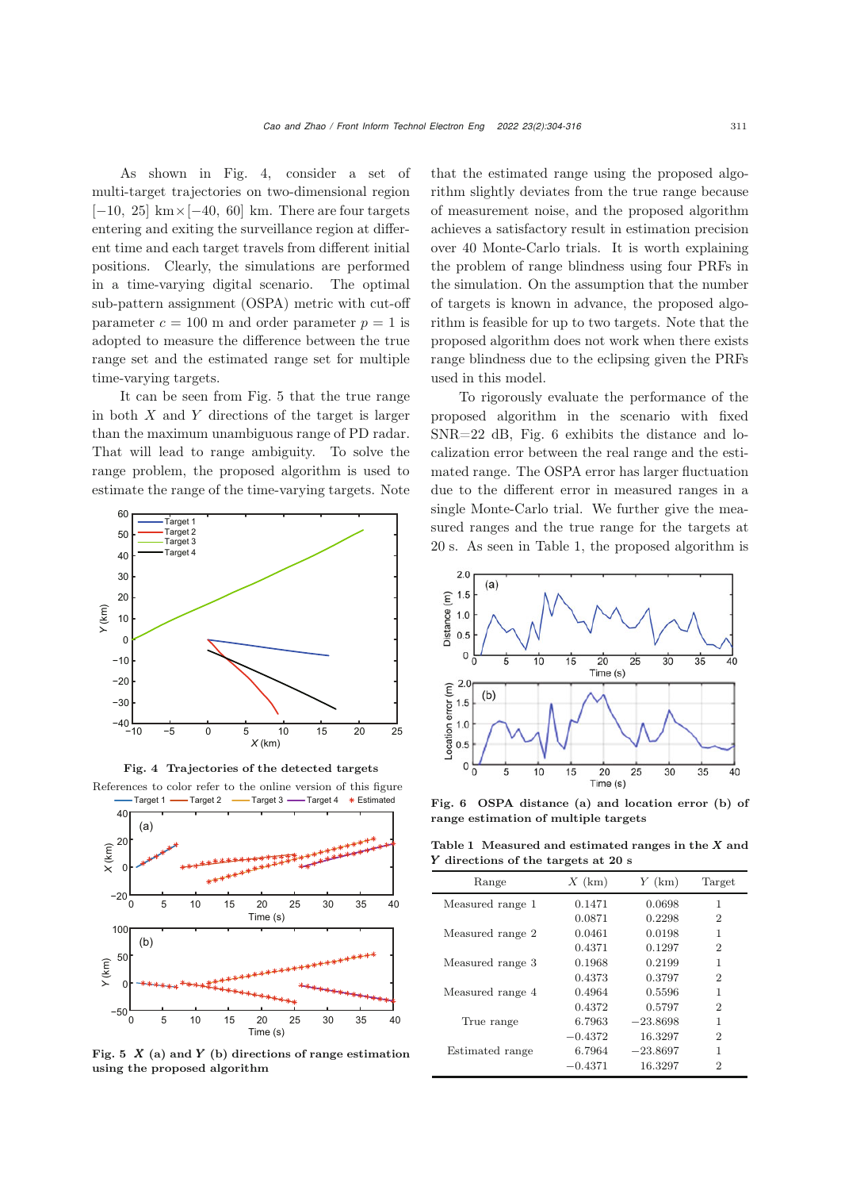As shown in Fig. 4, consider a set of multi-target trajectories on two-dimensional region $[-10, 25]$ km$\times$$[-40, 60]$ km. There are four targets entering and exiting the surveillance region at different time and each target travels from different initial positions. Clearly, the simulations are performed in a time-varying digital scenario. The optimal sub-pattern assignment (OSPA) metric with cut-off parameter $c = 100$ m and order parameter $p = 1$ is adopted to measure the difference between the true range set and the estimated range set for multiple time-varying targets.

It can be seen from Fig. 5 that the true range in both $X$ and $Y$ directions of the target is larger than the maximum unambiguous range of PD radar. That will lead to range ambiguity. To solve the range problem, the proposed algorithm is used to estimate the range of the time-varying targets. Note

Fig. 4 Trajectories of the detected targets

References to color refer to the online version of this figure

Fig. 5 $X$ (a) and $Y$ (b) directions of range estimation using the proposed algorithm

that the estimated range using the proposed algorithm slightly deviates from the true range because of measurement noise, and the proposed algorithm achieves a satisfactory result in estimation precision over 40 Monte-Carlo trials. It is worth explaining the problem of range blindness using four PRFs in the simulation. On the assumption that the number of targets is known in advance, the proposed algorithm is feasible for up to two targets. Note that the proposed algorithm does not work when there exists range blindness due to the eclipsing given the PRFs used in this model.

To rigorously evaluate the performance of the proposed algorithm in the scenario with fixed SNR=22 dB, Fig. 6 exhibits the distance and localization error between the real range and the estimated range. The OSPA error has larger fluctuation due to the different error in measured ranges in a single Monte-Carlo trial. We further give the measured ranges and the true range for the targets at 20 s. As seen in Table 1, the proposed algorithm is

Fig. 6 OSPA distance (a) and location error (b) of range estimation of multiple targets

Table 1 Measured and estimated ranges in the $X$ and $Y$ directions of the targets at 20 s

| Range | $X$ (km) | $Y$ (km) | Target |
|---|---|---|---|
| Measured range 1 | 0.1471 | 0.0698 | 1 |
| | 0.0871 | 0.2298 | 2 |
| Measured range 2 | 0.0461 | 0.0198 | 1 |
| | 0.4371 | 0.1297 | 2 |
| Measured range 3 | 0.1968 | 0.2199 | 1 |
| | 0.4373 | 0.3797 | 2 |
| Measured range 4 | 0.4964 | 0.5596 | 1 |
| | 0.4372 | 0.5797 | 2 |
| True range | 6.7963 | −23.8698 | 1 |
| | −0.4372 | 16.3297 | 2 |
| Estimated range | 6.7964 | −23.8697 | 1 |
| | −0.4371 | 16.3297 | 2 |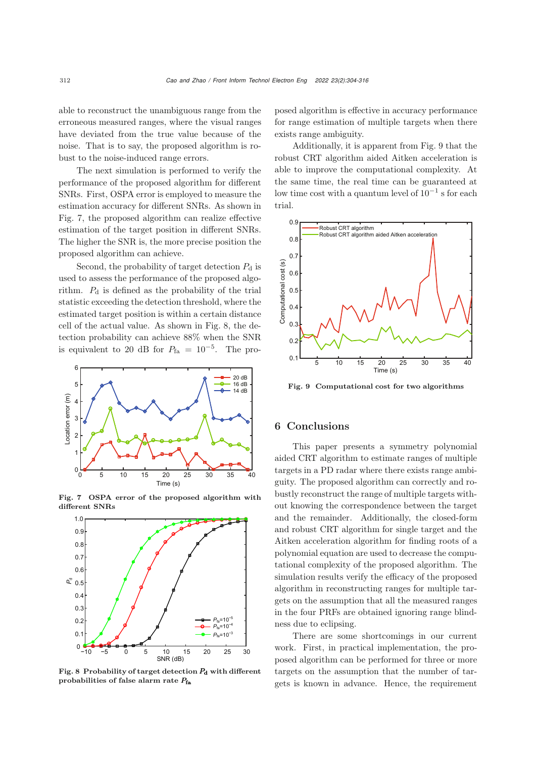able to reconstruct the unambiguous range from the erroneous measured ranges, where the visual ranges have deviated from the true value because of the noise. That is to say, the proposed algorithm is robust to the noise-induced range errors.

The next simulation is performed to verify the performance of the proposed algorithm for different SNRs. First, OSPA error is employed to measure the estimation accuracy for different SNRs. As shown in Fig. 7, the proposed algorithm can realize effective estimation of the target position in different SNRs. The higher the SNR is, the more precise position the proposed algorithm can achieve.

Second, the probability of target detection $P_\mathrm{d}$ is used to assess the performance of the proposed algorithm. $P_\mathrm{d}$ is defined as the probability of the trial statistic exceeding the detection threshold, where the estimated target position is within a certain distance cell of the actual value. As shown in Fig. 8, the detection probability can achieve 88% when the SNR is equivalent to 20 dB for $P_\mathrm{fa} = 10^{-5}$. The proposed algorithm is effective in accuracy performance for range estimation of multiple targets when there exists range ambiguity.

**Fig. 7 OSPA error of the proposed algorithm with different SNRs**

**Fig. 8 Probability of target detection $P_\mathrm{d}$ with different probabilities of false alarm rate $P_\mathrm{fa}$**

Additionally, it is apparent from Fig. 9 that the robust CRT algorithm aided Aitken acceleration is able to improve the computational complexity. At the same time, the real time can be guaranteed at low time cost with a quantum level of $10^{-1}$ s for each trial.

**Fig. 9 Computational cost for two algorithms**

## 6 Conclusions

This paper presents a symmetry polynomial aided CRT algorithm to estimate ranges of multiple targets in a PD radar where there exists range ambiguity. The proposed algorithm can correctly and robustly reconstruct the range of multiple targets without knowing the correspondence between the target and the remainder. Additionally, the closed-form and robust CRT algorithm for single target and the Aitken acceleration algorithm for finding roots of a polynomial equation are used to decrease the computational complexity of the proposed algorithm. The simulation results verify the efficacy of the proposed algorithm in reconstructing ranges for multiple targets on the assumption that all the measured ranges in the four PRFs are obtained ignoring range blindness due to eclipsing.

There are some shortcomings in our current work. First, in practical implementation, the proposed algorithm can be performed for three or more targets on the assumption that the number of targets is known in advance. Hence, the requirement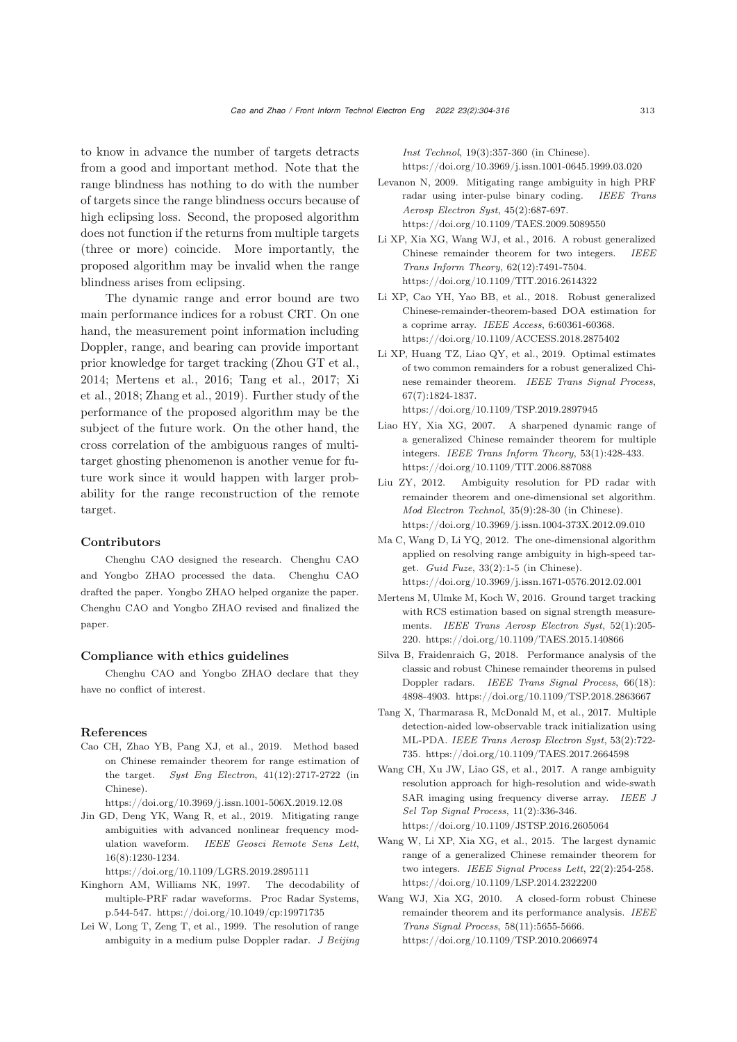to know in advance the number of targets detracts from a good and important method. Note that the range blindness has nothing to do with the number of targets since the range blindness occurs because of high eclipsing loss. Second, the proposed algorithm does not function if the returns from multiple targets (three or more) coincide. More importantly, the proposed algorithm may be invalid when the range blindness arises from eclipsing.

The dynamic range and error bound are two main performance indices for a robust CRT. On one hand, the measurement point information including Doppler, range, and bearing can provide important prior knowledge for target tracking (Zhou GT et al., 2014; Mertens et al., 2016; Tang et al., 2017; Xi et al., 2018; Zhang et al., 2019). Further study of the performance of the proposed algorithm may be the subject of the future work. On the other hand, the cross correlation of the ambiguous ranges of multi-target ghosting phenomenon is another venue for future work since it would happen with larger probability for the range reconstruction of the remote target.

### Contributors

Chenghu CAO designed the research. Chenghu CAO and Yongbo ZHAO processed the data. Chenghu CAO drafted the paper. Yongbo ZHAO helped organize the paper. Chenghu CAO and Yongbo ZHAO revised and finalized the paper.

### Compliance with ethics guidelines

Chenghu CAO and Yongbo ZHAO declare that they have no conflict of interest.

### References

Cao CH, Zhao YB, Pang XJ, et al., 2019. Method based on Chinese remainder theorem for range estimation of the target. *Syst Eng Electron*, 41(12):2717-2722 (in Chinese). https://doi.org/10.3969/j.issn.1001-506X.2019.12.08

Jin GD, Deng YK, Wang R, et al., 2019. Mitigating range ambiguities with advanced nonlinear frequency modulation waveform. *IEEE Geosci Remote Sens Lett*, 16(8):1230-1234. https://doi.org/10.1109/LGRS.2019.2895111

Kinghorn AM, Williams NK, 1997. The decodability of multiple-PRF radar waveforms. Proc Radar Systems, p.544-547. https://doi.org/10.1049/cp:19971735

Lei W, Long T, Zeng T, et al., 1999. The resolution of range ambiguity in a medium pulse Doppler radar. *J Beijing Inst Technol*, 19(3):357-360 (in Chinese). https://doi.org/10.3969/j.issn.1001-0645.1999.03.020

Levanon N, 2009. Mitigating range ambiguity in high PRF radar using inter-pulse binary coding. *IEEE Trans Aerosp Electron Syst*, 45(2):687-697. https://doi.org/10.1109/TAES.2009.5089550

Li XP, Xia XG, Wang WJ, et al., 2016. A robust generalized Chinese remainder theorem for two integers. *IEEE Trans Inform Theory*, 62(12):7491-7504. https://doi.org/10.1109/TIT.2016.2614322

Li XP, Cao YH, Yao BB, et al., 2018. Robust generalized Chinese-remainder-theorem-based DOA estimation for a coprime array. *IEEE Access*, 6:60361-60368. https://doi.org/10.1109/ACCESS.2018.2875402

Li XP, Huang TZ, Liao QY, et al., 2019. Optimal estimates of two common remainders for a robust generalized Chinese remainder theorem. *IEEE Trans Signal Process*, 67(7):1824-1837. https://doi.org/10.1109/TSP.2019.2897945

Liao HY, Xia XG, 2007. A sharpened dynamic range of a generalized Chinese remainder theorem for multiple integers. *IEEE Trans Inform Theory*, 53(1):428-433. https://doi.org/10.1109/TIT.2006.887088

Liu ZY, 2012. Ambiguity resolution for PD radar with remainder theorem and one-dimensional set algorithm. *Mod Electron Technol*, 35(9):28-30 (in Chinese). https://doi.org/10.3969/j.issn.1004-373X.2012.09.010

Ma C, Wang D, Li YQ, 2012. The one-dimensional algorithm applied on resolving range ambiguity in high-speed target. *Guid Fuze*, 33(2):1-5 (in Chinese). https://doi.org/10.3969/j.issn.1671-0576.2012.02.001

Mertens M, Ulmke M, Koch W, 2016. Ground target tracking with RCS estimation based on signal strength measurements. *IEEE Trans Aerosp Electron Syst*, 52(1):205-220. https://doi.org/10.1109/TAES.2015.140866

Silva B, Fraidenraich G, 2018. Performance analysis of the classic and robust Chinese remainder theorems in pulsed Doppler radars. *IEEE Trans Signal Process*, 66(18):4898-4903. https://doi.org/10.1109/TSP.2018.2863667

Tang X, Tharmarasa R, McDonald M, et al., 2017. Multiple detection-aided low-observable track initialization using ML-PDA. *IEEE Trans Aerosp Electron Syst*, 53(2):722-735. https://doi.org/10.1109/TAES.2017.2664598

Wang CH, Xu JW, Liao GS, et al., 2017. A range ambiguity resolution approach for high-resolution and wide-swath SAR imaging using frequency diverse array. *IEEE J Sel Top Signal Process*, 11(2):336-346. https://doi.org/10.1109/JSTSP.2016.2605064

Wang W, Li XP, Xia XG, et al., 2015. The largest dynamic range of a generalized Chinese remainder theorem for two integers. *IEEE Signal Process Lett*, 22(2):254-258. https://doi.org/10.1109/LSP.2014.2322200

Wang WJ, Xia XG, 2010. A closed-form robust Chinese remainder theorem and its performance analysis. *IEEE Trans Signal Process*, 58(11):5655-5666. https://doi.org/10.1109/TSP.2010.2066974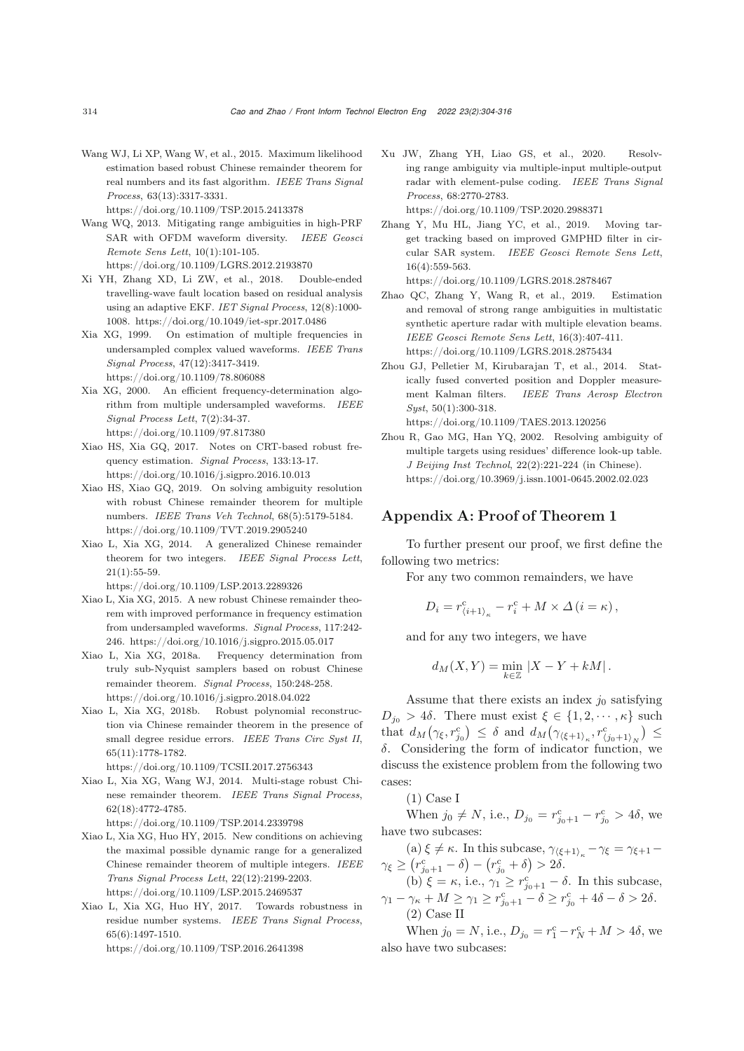Wang WJ, Li XP, Wang W, et al., 2015. Maximum likelihood estimation based robust Chinese remainder theorem for real numbers and its fast algorithm. *IEEE Trans Signal Process*, 63(13):3317-3331. https://doi.org/10.1109/TSP.2015.2413378

Wang WQ, 2013. Mitigating range ambiguities in high-PRF SAR with OFDM waveform diversity. *IEEE Geosci Remote Sens Lett*, 10(1):101-105. https://doi.org/10.1109/LGRS.2012.2193870

Xi YH, Zhang XD, Li ZW, et al., 2018. Double-ended travelling-wave fault location based on residual analysis using an adaptive EKF. *IET Signal Process*, 12(8):1000-1008. https://doi.org/10.1049/iet-spr.2017.0486

Xia XG, 1999. On estimation of multiple frequencies in undersampled complex valued waveforms. *IEEE Trans Signal Process*, 47(12):3417-3419. https://doi.org/10.1109/78.806088

Xia XG, 2000. An efficient frequency-determination algorithm from multiple undersampled waveforms. *IEEE Signal Process Lett*, 7(2):34-37. https://doi.org/10.1109/97.817380

Xiao HS, Xia GQ, 2017. Notes on CRT-based robust frequency estimation. *Signal Process*, 133:13-17. https://doi.org/10.1016/j.sigpro.2016.10.013

Xiao HS, Xiao GQ, 2019. On solving ambiguity resolution with robust Chinese remainder theorem for multiple numbers. *IEEE Trans Veh Technol*, 68(5):5179-5184. https://doi.org/10.1109/TVT.2019.2905240

Xiao L, Xia XG, 2014. A generalized Chinese remainder theorem for two integers. *IEEE Signal Process Lett*, 21(1):55-59. https://doi.org/10.1109/LSP.2013.2289326

Xiao L, Xia XG, 2015. A new robust Chinese remainder theorem with improved performance in frequency estimation from undersampled waveforms. *Signal Process*, 117:242-246. https://doi.org/10.1016/j.sigpro.2015.05.017

Xiao L, Xia XG, 2018a. Frequency determination from truly sub-Nyquist samplers based on robust Chinese remainder theorem. *Signal Process*, 150:248-258. https://doi.org/10.1016/j.sigpro.2018.04.022

Xiao L, Xia XG, 2018b. Robust polynomial reconstruction via Chinese remainder theorem in the presence of small degree residue errors. *IEEE Trans Circ Syst II*, 65(11):1778-1782. https://doi.org/10.1109/TCSII.2017.2756343

Xiao L, Xia XG, Wang WJ, 2014. Multi-stage robust Chinese remainder theorem. *IEEE Trans Signal Process*, 62(18):4772-4785. https://doi.org/10.1109/TSP.2014.2339798

Xiao L, Xia XG, Huo HY, 2015. New conditions on achieving the maximal possible dynamic range for a generalized Chinese remainder theorem of multiple integers. *IEEE Trans Signal Process Lett*, 22(12):2199-2203. https://doi.org/10.1109/LSP.2015.2469537

Xiao L, Xia XG, Huo HY, 2017. Towards robustness in residue number systems. *IEEE Trans Signal Process*, 65(6):1497-1510. https://doi.org/10.1109/TSP.2016.2641398

Xu JW, Zhang YH, Liao GS, et al., 2020. Resolving range ambiguity via multiple-input multiple-output radar with element-pulse coding. *IEEE Trans Signal Process*, 68:2770-2783. https://doi.org/10.1109/TSP.2020.2988371

Zhang Y, Mu HL, Jiang YC, et al., 2019. Moving target tracking based on improved GMPHD filter in circular SAR system. *IEEE Geosci Remote Sens Lett*, 16(4):559-563. https://doi.org/10.1109/LGRS.2018.2878467

Zhao QC, Zhang Y, Wang R, et al., 2019. Estimation and removal of strong range ambiguities in multistatic synthetic aperture radar with multiple elevation beams. *IEEE Geosci Remote Sens Lett*, 16(3):407-411. https://doi.org/10.1109/LGRS.2018.2875434

Zhou GJ, Pelletier M, Kirubarajan T, et al., 2014. Statically fused converted position and Doppler measurement Kalman filters. *IEEE Trans Aerosp Electron Syst*, 50(1):300-318. https://doi.org/10.1109/TAES.2013.120256

Zhou R, Gao MG, Han YQ, 2002. Resolving ambiguity of multiple targets using residues' difference look-up table. *J Beijing Inst Technol*, 22(2):221-224 (in Chinese). https://doi.org/10.3969/j.issn.1001-0645.2002.02.023

## Appendix A: Proof of Theorem 1

To further present our proof, we first define the following two metrics:

For any two common remainders, we have

$$D_i = r^{\mathrm{c}}_{\langle i+1\rangle_\kappa} - r^{\mathrm{c}}_i + M \times \Delta\,(i=\kappa),$$

and for any two integers, we have

$$d_M(X,Y) = \min_{k\in\mathbb{Z}} |X - Y + kM|.$$

Assume that there exists an index $j_0$ satisfying $D_{j_0} > 4\delta$. There must exist $\xi \in \{1, 2, \cdots, \kappa\}$ such that $d_M\big(\gamma_\xi, r^{\mathrm{c}}_{j_0}\big) \le \delta$ and $d_M\big(\gamma_{\langle\xi+1\rangle_\kappa}, r^{\mathrm{c}}_{\langle j_0+1\rangle_N}\big) \le \delta$. Considering the form of indicator function, we discuss the existence problem from the following two cases:

(1) Case I

When $j_0 \ne N$, i.e., $D_{j_0} = r^{\mathrm{c}}_{j_0+1} - r^{\mathrm{c}}_{j_0} > 4\delta$, we have two subcases:

(a) $\xi \ne \kappa$. In this subcase, $\gamma_{\langle\xi+1\rangle_\kappa} - \gamma_\xi = \gamma_{\xi+1} - \gamma_\xi \ge \big(r^{\mathrm{c}}_{j_0+1} - \delta\big) - \big(r^{\mathrm{c}}_{j_0} + \delta\big) > 2\delta$.

(b) $\xi = \kappa$, i.e., $\gamma_1 \ge r^{\mathrm{c}}_{j_0+1} - \delta$. In this subcase, $\gamma_1 - \gamma_\kappa + M \ge \gamma_1 \ge r^{\mathrm{c}}_{j_0+1} - \delta \ge r^{\mathrm{c}}_{j_0} + 4\delta - \delta > 2\delta$.

(2) Case II

When $j_0 = N$, i.e., $D_{j_0} = r^{\mathrm{c}}_1 - r^{\mathrm{c}}_N + M > 4\delta$, we also have two subcases: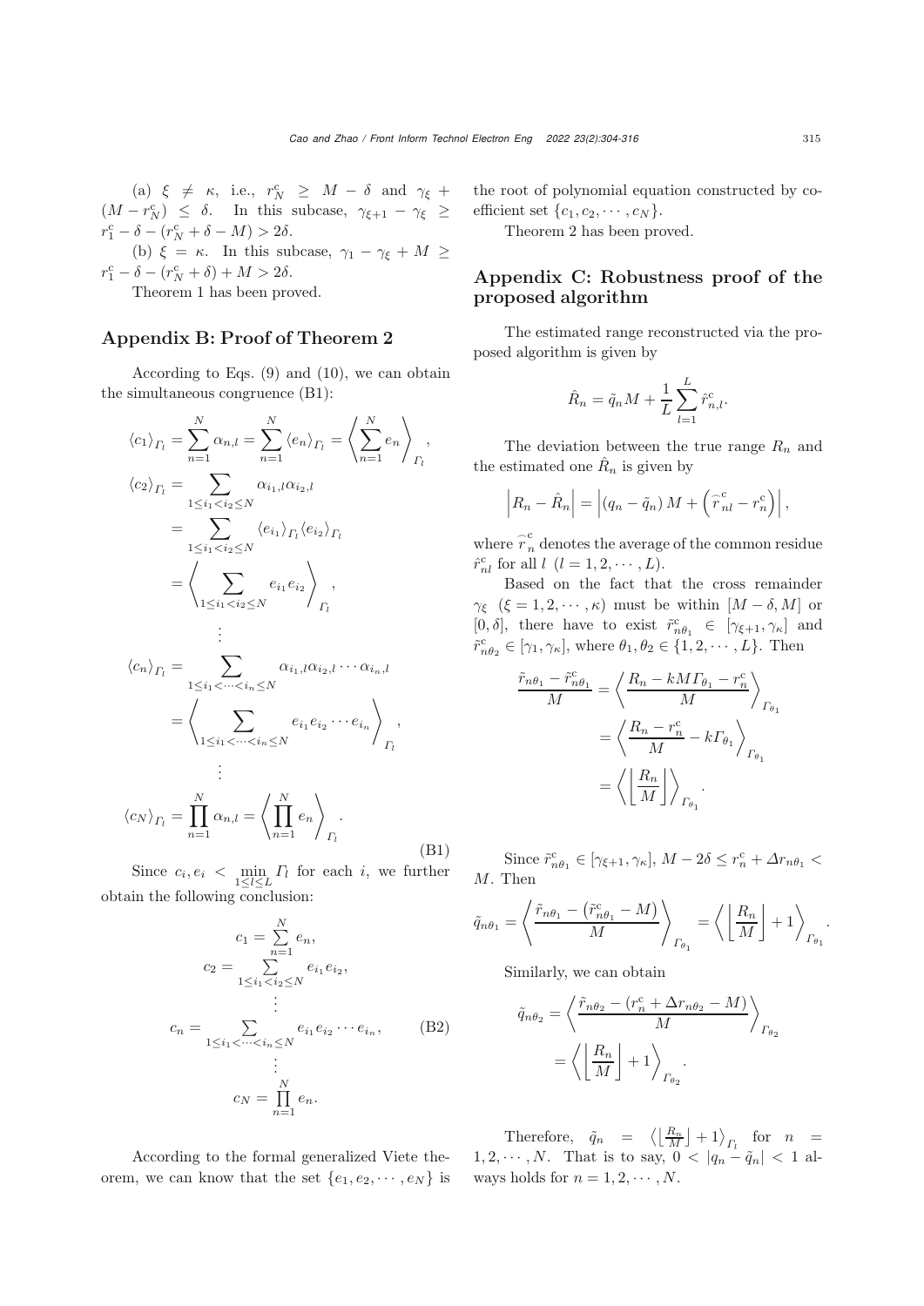(a) $\xi \neq \kappa$, i.e., $r_N^c \geq M - \delta$ and $\gamma_\xi + (M - r_N^c) \leq \delta$. In this subcase, $\gamma_{\xi+1} - \gamma_\xi \geq r_1^c - \delta - (r_N^c + \delta - M) > 2\delta$.

(b) $\xi = \kappa$. In this subcase, $\gamma_1 - \gamma_\xi + M \geq r_1^c - \delta - (r_N^c + \delta) + M > 2\delta$.

Theorem 1 has been proved.

## Appendix B: Proof of Theorem 2

According to Eqs. (9) and (10), we can obtain the simultaneous congruence (B1):

$$
\begin{aligned}
\langle c_1 \rangle_{\Gamma_l} &= \sum_{n=1}^{N} \alpha_{n,l} = \sum_{n=1}^{N} \langle e_n \rangle_{\Gamma_l} = \left\langle \sum_{n=1}^{N} e_n \right\rangle_{\Gamma_l}, \\
\langle c_2 \rangle_{\Gamma_l} &= \sum_{1 \leq i_1 < i_2 \leq N} \alpha_{i_1,l} \alpha_{i_2,l} \\
&= \sum_{1 \leq i_1 < i_2 \leq N} \langle e_{i_1} \rangle_{\Gamma_l} \langle e_{i_2} \rangle_{\Gamma_l} \\
&= \left\langle \sum_{1 \leq i_1 < i_2 \leq N} e_{i_1} e_{i_2} \right\rangle_{\Gamma_l}, \\
&\vdots \\
\langle c_n \rangle_{\Gamma_l} &= \sum_{1 \leq i_1 < \cdots < i_n \leq N} \alpha_{i_1,l} \alpha_{i_2,l} \cdots \alpha_{i_n,l} \\
&= \left\langle \sum_{1 \leq i_1 < \cdots < i_n \leq N} e_{i_1} e_{i_2} \cdots e_{i_n} \right\rangle_{\Gamma_l}, \\
&\vdots \\
\langle c_N \rangle_{\Gamma_l} &= \prod_{n=1}^{N} \alpha_{n,l} = \left\langle \prod_{n=1}^{N} e_n \right\rangle_{\Gamma_l}.
\end{aligned}
\tag{B1}
$$

Since $c_i, e_i < \min\limits_{1 \leq l \leq L} \Gamma_l$ for each $i$, we further obtain the following conclusion:

$$
\begin{aligned}
c_1 &= \sum_{n=1}^{N} e_n, \\
c_2 &= \sum_{1 \leq i_1 < i_2 \leq N} e_{i_1} e_{i_2}, \\
&\vdots \\
c_n &= \sum_{1 \leq i_1 < \cdots < i_n \leq N} e_{i_1} e_{i_2} \cdots e_{i_n}, \\
&\vdots \\
c_N &= \prod_{n=1}^{N} e_n.
\end{aligned}
\tag{B2}
$$

According to the formal generalized Viete theorem, we can know that the set $\{e_1, e_2, \cdots, e_N\}$ is the root of polynomial equation constructed by coefficient set $\{c_1, c_2, \cdots, c_N\}$.

Theorem 2 has been proved.

## Appendix C: Robustness proof of the proposed algorithm

The estimated range reconstructed via the proposed algorithm is given by

$$
\hat{R}_n = \tilde{q}_n M + \frac{1}{L} \sum_{l=1}^{L} \hat{r}_{n,l}^c.
$$

The deviation between the true range $R_n$ and the estimated one $\hat{R}_n$ is given by

$$
\left| R_n - \hat{R}_n \right| = \left| (q_n - \tilde{q}_n) M + \left( \widehat{r}_{nl}^{\,c} - r_n^c \right) \right|,
$$

where $\widehat{r}_n^{\,c}$ denotes the average of the common residue $\hat{r}_{nl}^c$ for all $l$ $(l = 1, 2, \cdots, L)$.

Based on the fact that the cross remainder $\gamma_\xi$ $(\xi = 1, 2, \cdots, \kappa)$ must be within $[M - \delta, M]$ or $[0, \delta]$, there have to exist $\tilde{r}_{n\theta_1}^c \in [\gamma_{\xi+1}, \gamma_\kappa]$ and $\tilde{r}_{n\theta_2}^c \in [\gamma_1, \gamma_\kappa]$, where $\theta_1, \theta_2 \in \{1, 2, \cdots, L\}$. Then

$$
\begin{aligned}
\frac{\tilde{r}_{n\theta_1} - \tilde{r}_{n\theta_1}^c}{M} &= \left\langle \frac{R_n - kM\Gamma_{\theta_1} - r_n^c}{M} \right\rangle_{\Gamma_{\theta_1}} \\
&= \left\langle \frac{R_n - r_n^c}{M} - k\Gamma_{\theta_1} \right\rangle_{\Gamma_{\theta_1}} \\
&= \left\langle \left\lfloor \frac{R_n}{M} \right\rfloor \right\rangle_{\Gamma_{\theta_1}}.
\end{aligned}
$$

Since $\tilde{r}_{n\theta_1}^c \in [\gamma_{\xi+1}, \gamma_\kappa]$, $M - 2\delta \leq r_n^c + \Delta r_{n\theta_1} < M$. Then

$$
\tilde{q}_{n\theta_1} = \left\langle \frac{\tilde{r}_{n\theta_1} - \left( \tilde{r}_{n\theta_1}^c - M \right)}{M} \right\rangle_{\Gamma_{\theta_1}} = \left\langle \left\lfloor \frac{R_n}{M} \right\rfloor + 1 \right\rangle_{\Gamma_{\theta_1}}.
$$

Similarly, we can obtain

$$
\begin{aligned}
\tilde{q}_{n\theta_2} &= \left\langle \frac{\tilde{r}_{n\theta_2} - (r_n^c + \Delta r_{n\theta_2} - M)}{M} \right\rangle_{\Gamma_{\theta_2}} \\
&= \left\langle \left\lfloor \frac{R_n}{M} \right\rfloor + 1 \right\rangle_{\Gamma_{\theta_2}}.
\end{aligned}
$$

Therefore, $\tilde{q}_n = \left\langle \left\lfloor \frac{R_n}{M} \right\rfloor + 1 \right\rangle_{\Gamma_l}$ for $n = 1, 2, \cdots, N$. That is to say, $0 < |q_n - \tilde{q}_n| < 1$ always holds for $n = 1, 2, \cdots, N$.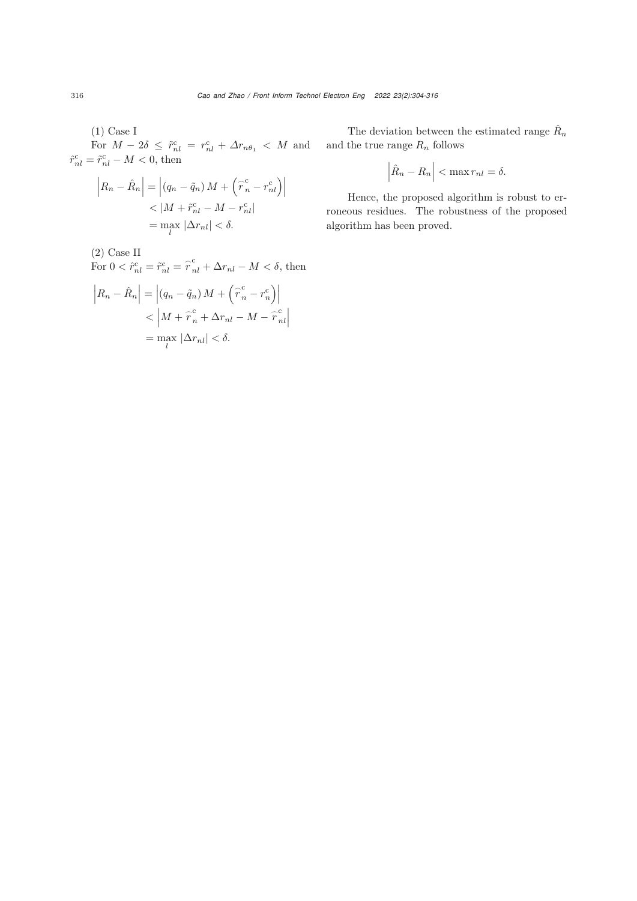(1) Case I

For $M - 2\delta \le \tilde{r}_{nl}^{\mathrm{c}} = r_{nl}^{\mathrm{c}} + \Delta r_{n\theta_1} < M$ and $\hat{r}_{nl}^{\mathrm{c}} = \tilde{r}_{nl}^{\mathrm{c}} - M < 0$, then

$$
\begin{aligned}
\left|R_n - \hat{R}_n\right| &= \left|\left(q_n - \tilde{q}_n\right)M + \left(\widehat{r}_n^{\,\mathrm{c}} - r_{nl}^{\mathrm{c}}\right)\right| \\
&< \left|M + \tilde{r}_{nl}^{\mathrm{c}} - M - r_{nl}^{\mathrm{c}}\right| \\
&= \max_l \left|\Delta r_{nl}\right| < \delta.
\end{aligned}
$$

(2) Case II

For $0 < \hat{r}_{nl}^{\mathrm{c}} = \tilde{r}_{nl}^{\mathrm{c}} = \widehat{r}_{nl}^{\,\mathrm{c}} + \Delta r_{nl} - M < \delta$, then

$$
\begin{aligned}
\left|R_n - \hat{R}_n\right| &= \left|\left(q_n - \tilde{q}_n\right)M + \left(\widehat{r}_n^{\,\mathrm{c}} - r_n^{\mathrm{c}}\right)\right| \\
&< \left|M + \widehat{r}_n^{\,\mathrm{c}} + \Delta r_{nl} - M - \widehat{r}_{nl}^{\,\mathrm{c}}\right| \\
&= \max_l \left|\Delta r_{nl}\right| < \delta.
\end{aligned}
$$

The deviation between the estimated range $\hat{R}_n$ and the true range $R_n$ follows

$$
\left|\hat{R}_n - R_n\right| < \max r_{nl} = \delta.
$$

Hence, the proposed algorithm is robust to erroneous residues. The robustness of the proposed algorithm has been proved.